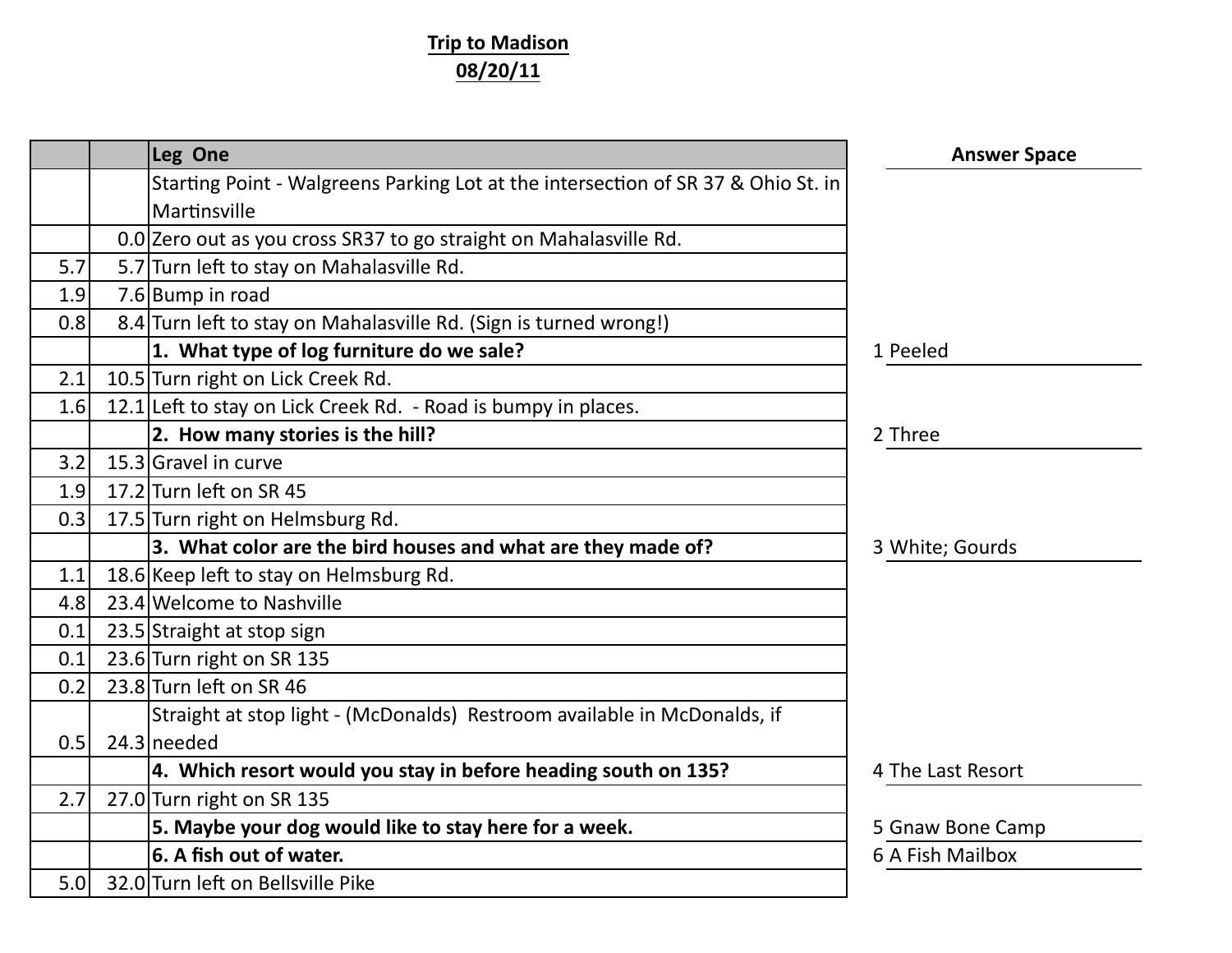**Trip to Madison**
**08/20/11**

| | | Leg One | Answer Space |
|---|---|---|---|
| | | Starting Point - Walgreens Parking Lot at the intersection of SR 37 & Ohio St. in Martinsville | |
| | 0.0 | Zero out as you cross SR37 to go straight on Mahalasville Rd. | |
| 5.7 | 5.7 | Turn left to stay on Mahalasville Rd. | |
| 1.9 | 7.6 | Bump in road | |
| 0.8 | 8.4 | Turn left to stay on Mahalasville Rd. (Sign is turned wrong!) | |
| | | **1. What type of log furniture do we sale?** | 1 Peeled |
| 2.1 | 10.5 | Turn right on Lick Creek Rd. | |
| 1.6 | 12.1 | Left to stay on Lick Creek Rd. - Road is bumpy in places. | |
| | | **2. How many stories is the hill?** | 2 Three |
| 3.2 | 15.3 | Gravel in curve | |
| 1.9 | 17.2 | Turn left on SR 45 | |
| 0.3 | 17.5 | Turn right on Helmsburg Rd. | |
| | | **3. What color are the bird houses and what are they made of?** | 3 White; Gourds |
| 1.1 | 18.6 | Keep left to stay on Helmsburg Rd. | |
| 4.8 | 23.4 | Welcome to Nashville | |
| 0.1 | 23.5 | Straight at stop sign | |
| 0.1 | 23.6 | Turn right on SR 135 | |
| 0.2 | 23.8 | Turn left on SR 46 | |
| 0.5 | 24.3 | Straight at stop light - (McDonalds) Restroom available in McDonalds, if needed | |
| | | **4. Which resort would you stay in before heading south on 135?** | 4 The Last Resort |
| 2.7 | 27.0 | Turn right on SR 135 | |
| | | **5. Maybe your dog would like to stay here for a week.** | 5 Gnaw Bone Camp |
| | | **6. A fish out of water.** | 6 A Fish Mailbox |
| 5.0 | 32.0 | Turn left on Bellsville Pike | |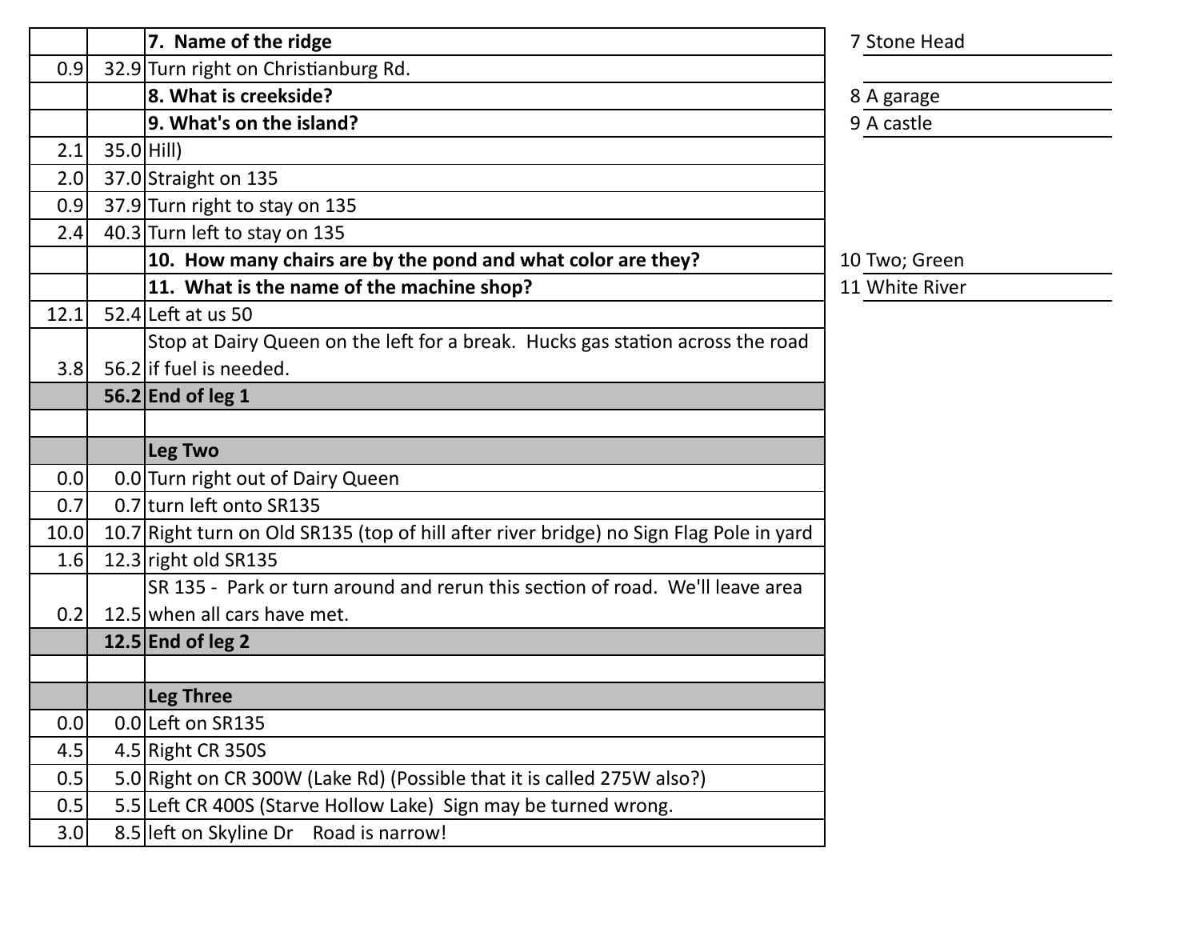| | | | |
|---|---|---|---|
| | | **7. Name of the ridge** | 7 Stone Head |
| 0.9 | 32.9 | Turn right on Christianburg Rd. | |
| | | **8. What is creekside?** | 8 A garage |
| | | **9. What's on the island?** | 9 A castle |
| 2.1 | 35.0 | Hill) | |
| 2.0 | 37.0 | Straight on 135 | |
| 0.9 | 37.9 | Turn right to stay on 135 | |
| 2.4 | 40.3 | Turn left to stay on 135 | |
| | | **10. How many chairs are by the pond and what color are they?** | 10 Two; Green |
| | | **11. What is the name of the machine shop?** | 11 White River |
| 12.1 | 52.4 | Left at us 50 | |
| 3.8 | 56.2 | Stop at Dairy Queen on the left for a break. Hucks gas station across the road if fuel is needed. | |
| | **56.2** | **End of leg 1** | |
| | | | |
| | | **Leg Two** | |
| 0.0 | 0.0 | Turn right out of Dairy Queen | |
| 0.7 | 0.7 | turn left onto SR135 | |
| 10.0 | 10.7 | Right turn on Old SR135 (top of hill after river bridge) no Sign Flag Pole in yard | |
| 1.6 | 12.3 | right old SR135 | |
| 0.2 | 12.5 | SR 135 - Park or turn around and rerun this section of road. We'll leave area when all cars have met. | |
| | **12.5** | **End of leg 2** | |
| | | | |
| | | **Leg Three** | |
| 0.0 | 0.0 | Left on SR135 | |
| 4.5 | 4.5 | Right CR 350S | |
| 0.5 | 5.0 | Right on CR 300W (Lake Rd) (Possible that it is called 275W also?) | |
| 0.5 | 5.5 | Left CR 400S (Starve Hollow Lake) Sign may be turned wrong. | |
| 3.0 | 8.5 | left on Skyline Dr Road is narrow! | |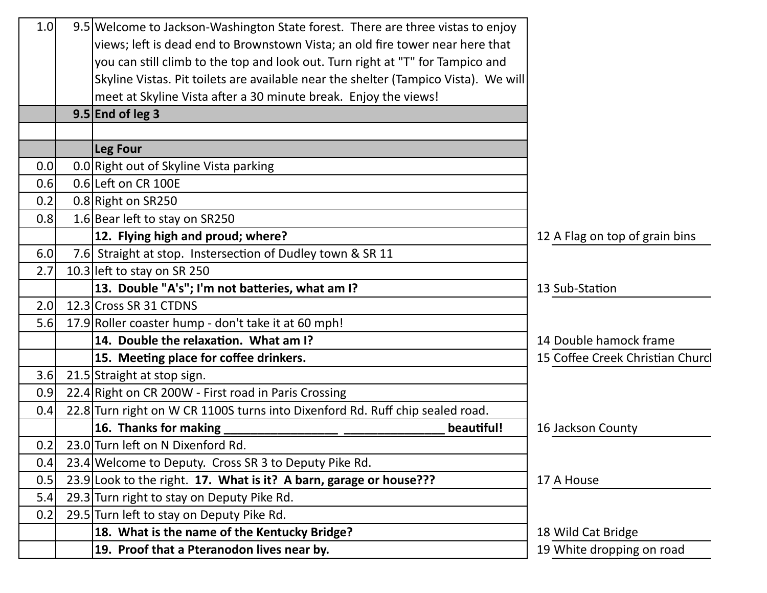| | | | |
|---|---|---|---|
| 1.0 | 9.5 | Welcome to Jackson-Washington State forest. There are three vistas to enjoy views; left is dead end to Brownstown Vista; an old fire tower near here that you can still climb to the top and look out. Turn right at "T" for Tampico and Skyline Vistas. Pit toilets are available near the shelter (Tampico Vista). We will meet at Skyline Vista after a 30 minute break. Enjoy the views! | |
| | **9.5** | **End of leg 3** | |
| | | | |
| | | **Leg Four** | |
| 0.0 | 0.0 | Right out of Skyline Vista parking | |
| 0.6 | 0.6 | Left on CR 100E | |
| 0.2 | 0.8 | Right on SR250 | |
| 0.8 | 1.6 | Bear left to stay on SR250 | |
| | | **12. Flying high and proud; where?** | 12 A Flag on top of grain bins |
| 6.0 | 7.6 | Straight at stop. Instersection of Dudley town & SR 11 | |
| 2.7 | 10.3 | left to stay on SR 250 | |
| | | **13. Double "A's"; I'm not batteries, what am I?** | 13 Sub-Station |
| 2.0 | 12.3 | Cross SR 31 CTDNS | |
| 5.6 | 17.9 | Roller coaster hump - don't take it at 60 mph! | |
| | | **14. Double the relaxation. What am I?** | 14 Double hamock frame |
| | | **15. Meeting place for coffee drinkers.** | 15 Coffee Creek Christian Churcl |
| 3.6 | 21.5 | Straight at stop sign. | |
| 0.9 | 22.4 | Right on CR 200W - First road in Paris Crossing | |
| 0.4 | 22.8 | Turn right on W CR 1100S turns into Dixenford Rd. Ruff chip sealed road. | |
| | | **16. Thanks for making _________________ _______________ beautiful!** | 16 Jackson County |
| 0.2 | 23.0 | Turn left on N Dixenford Rd. | |
| 0.4 | 23.4 | Welcome to Deputy. Cross SR 3 to Deputy Pike Rd. | |
| 0.5 | 23.9 | Look to the right. **17. What is it? A barn, garage or house???** | 17 A House |
| 5.4 | 29.3 | Turn right to stay on Deputy Pike Rd. | |
| 0.2 | 29.5 | Turn left to stay on Deputy Pike Rd. | |
| | | **18. What is the name of the Kentucky Bridge?** | 18 Wild Cat Bridge |
| | | **19. Proof that a Pteranodon lives near by.** | 19 White dropping on road |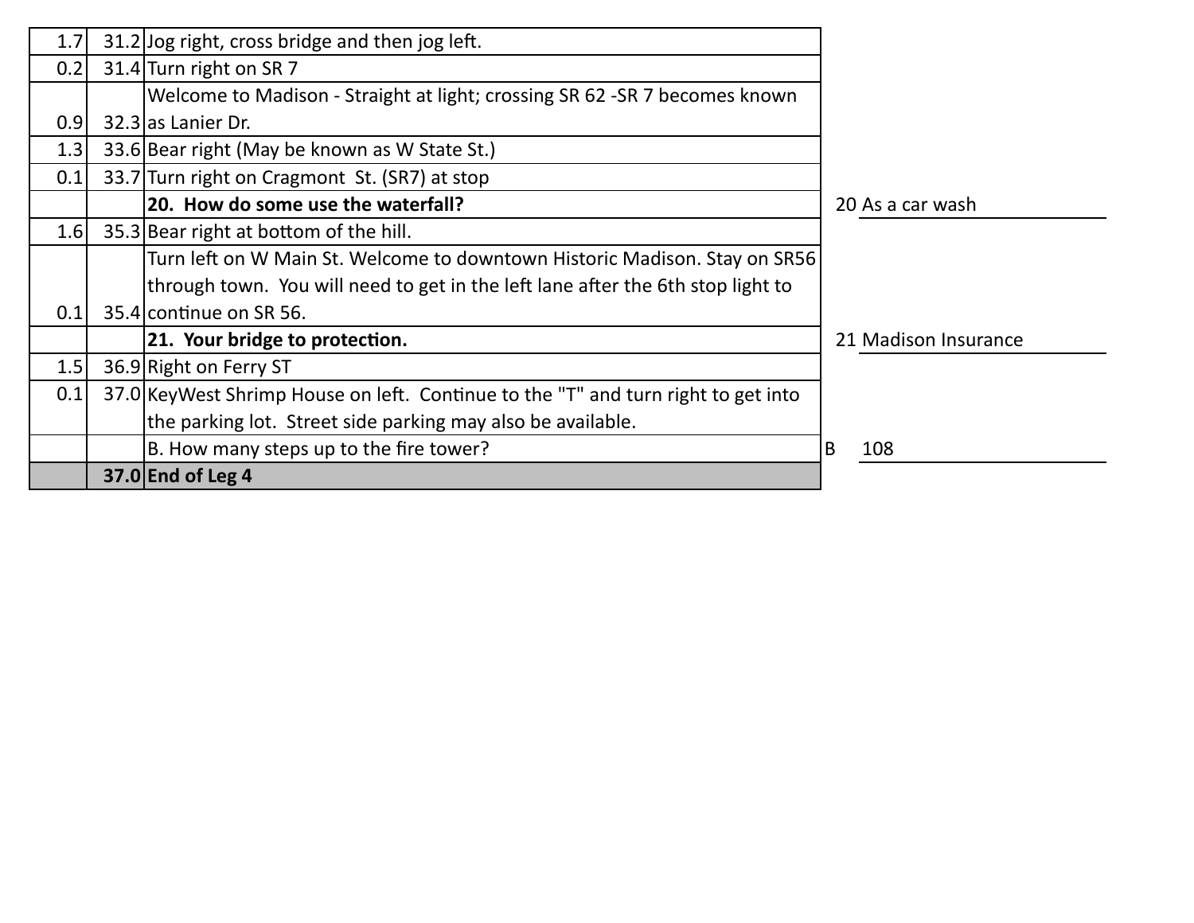| | | | | |
|---|---|---|---|---|
| 1.7 | 31.2 | Jog right, cross bridge and then jog left. | | |
| 0.2 | 31.4 | Turn right on SR 7 | | |
| 0.9 | 32.3 | Welcome to Madison - Straight at light; crossing SR 62 -SR 7 becomes known as Lanier Dr. | | |
| 1.3 | 33.6 | Bear right (May be known as W State St.) | | |
| 0.1 | 33.7 | Turn right on Cragmont St. (SR7) at stop | | |
| | | **20. How do some use the waterfall?** | 20 | As a car wash |
| 1.6 | 35.3 | Bear right at bottom of the hill. | | |
| 0.1 | 35.4 | Turn left on W Main St. Welcome to downtown Historic Madison. Stay on SR56 through town. You will need to get in the left lane after the 6th stop light to continue on SR 56. | | |
| | | **21. Your bridge to protection.** | 21 | Madison Insurance |
| 1.5 | 36.9 | Right on Ferry ST | | |
| 0.1 | 37.0 | KeyWest Shrimp House on left. Continue to the "T" and turn right to get into the parking lot. Street side parking may also be available. | | |
| | | B. How many steps up to the fire tower? | B | 108 |
| | **37.0** | **End of Leg 4** | | |